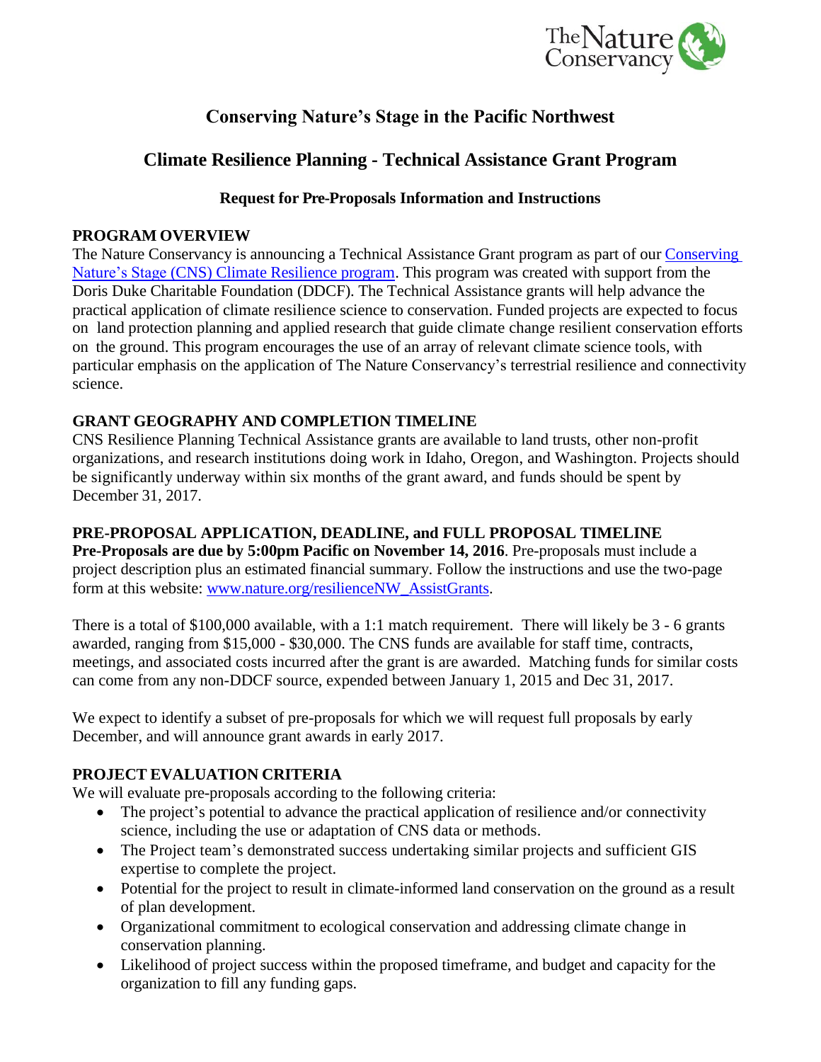# Conserving Nature's Stage in the Pacific Northwest

## Climate Resilience Planning - Technical Assistance Grant Program

### Request for Pre-Proposals Information and Instructions

**PROGRAM OVERVIEW**

The Nature Conservancy is announcing a Technical Assistance Grant program as part of our [Conserving Nature's Stage (CNS) Climate Resilience program](). This program was created with support from the Doris Duke Charitable Foundation (DDCF). The Technical Assistance grants will help advance the practical application of climate resilience science to conservation. Funded projects are expected to focus on land protection planning and applied research that guide climate change resilient conservation efforts on the ground. This program encourages the use of an array of relevant climate science tools, with particular emphasis on the application of The Nature Conservancy's terrestrial resilience and connectivity science.

**GRANT GEOGRAPHY AND COMPLETION TIMELINE**

CNS Resilience Planning Technical Assistance grants are available to land trusts, other non-profit organizations, and research institutions doing work in Idaho, Oregon, and Washington. Projects should be significantly underway within six months of the grant award, and funds should be spent by December 31, 2017.

**PRE-PROPOSAL APPLICATION, DEADLINE, and FULL PROPOSAL TIMELINE**

**Pre-Proposals are due by 5:00pm Pacific on November 14, 2016**. Pre-proposals must include a project description plus an estimated financial summary. Follow the instructions and use the two-page form at this website: www.nature.org/resilienceNW_AssistGrants.

There is a total of $100,000 available, with a 1:1 match requirement. There will likely be 3 - 6 grants awarded, ranging from $15,000 - $30,000. The CNS funds are available for staff time, contracts, meetings, and associated costs incurred after the grant is are awarded. Matching funds for similar costs can come from any non-DDCF source, expended between January 1, 2015 and Dec 31, 2017.

We expect to identify a subset of pre-proposals for which we will request full proposals by early December, and will announce grant awards in early 2017.

**PROJECT EVALUATION CRITERIA**

We will evaluate pre-proposals according to the following criteria:

- The project's potential to advance the practical application of resilience and/or connectivity science, including the use or adaptation of CNS data or methods.
- The Project team's demonstrated success undertaking similar projects and sufficient GIS expertise to complete the project.
- Potential for the project to result in climate-informed land conservation on the ground as a result of plan development.
- Organizational commitment to ecological conservation and addressing climate change in conservation planning.
- Likelihood of project success within the proposed timeframe, and budget and capacity for the organization to fill any funding gaps.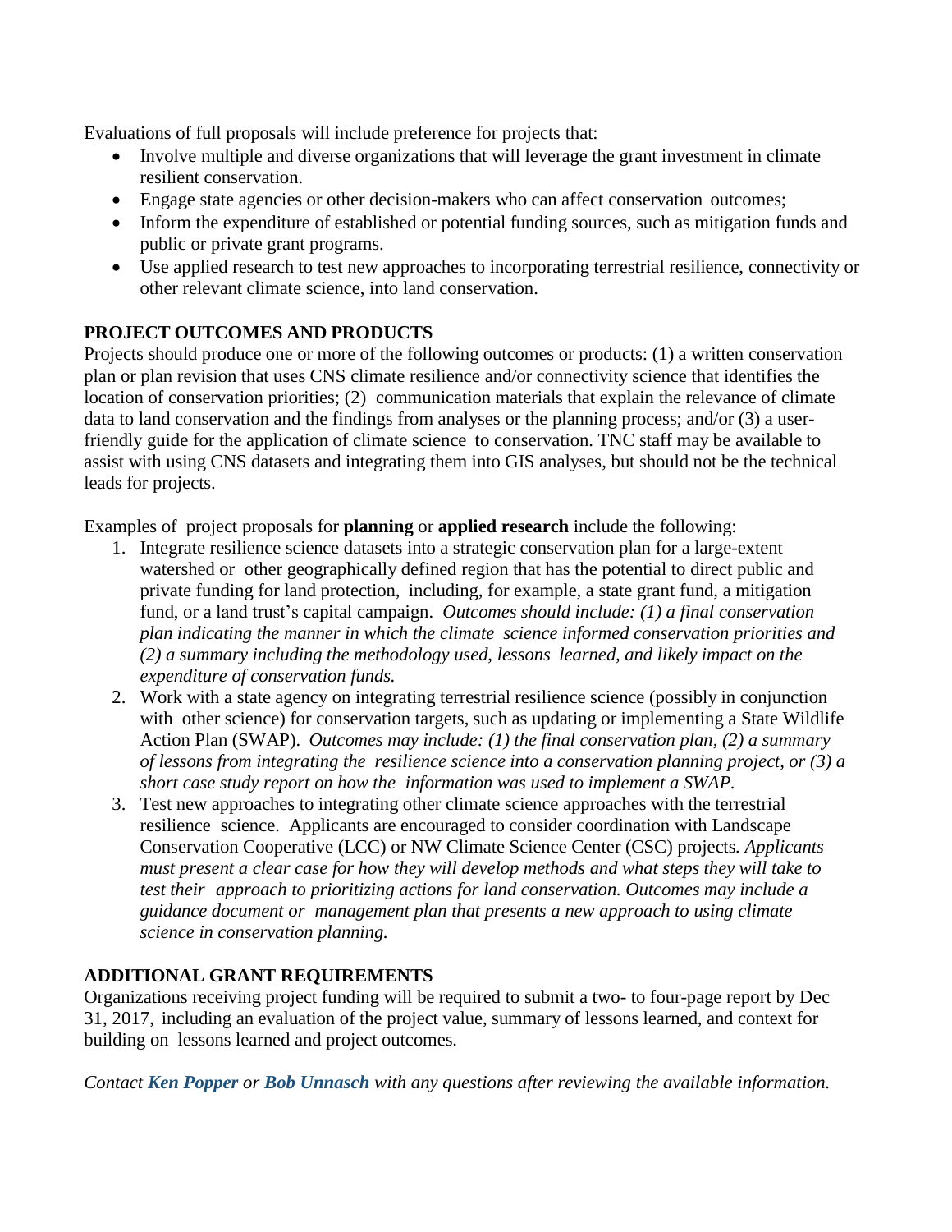Evaluations of full proposals will include preference for projects that:

- Involve multiple and diverse organizations that will leverage the grant investment in climate resilient conservation.
- Engage state agencies or other decision-makers who can affect conservation outcomes;
- Inform the expenditure of established or potential funding sources, such as mitigation funds and public or private grant programs.
- Use applied research to test new approaches to incorporating terrestrial resilience, connectivity or other relevant climate science, into land conservation.

**PROJECT OUTCOMES AND PRODUCTS**

Projects should produce one or more of the following outcomes or products: (1) a written conservation plan or plan revision that uses CNS climate resilience and/or connectivity science that identifies the location of conservation priorities; (2) communication materials that explain the relevance of climate data to land conservation and the findings from analyses or the planning process; and/or (3) a user-friendly guide for the application of climate science to conservation. TNC staff may be available to assist with using CNS datasets and integrating them into GIS analyses, but should not be the technical leads for projects.

Examples of project proposals for **planning** or **applied research** include the following:

1. Integrate resilience science datasets into a strategic conservation plan for a large-extent watershed or other geographically defined region that has the potential to direct public and private funding for land protection, including, for example, a state grant fund, a mitigation fund, or a land trust's capital campaign. *Outcomes should include: (1) a final conservation plan indicating the manner in which the climate science informed conservation priorities and (2) a summary including the methodology used, lessons learned, and likely impact on the expenditure of conservation funds.*
2. Work with a state agency on integrating terrestrial resilience science (possibly in conjunction with other science) for conservation targets, such as updating or implementing a State Wildlife Action Plan (SWAP). *Outcomes may include: (1) the final conservation plan, (2) a summary of lessons from integrating the resilience science into a conservation planning project, or (3) a short case study report on how the information was used to implement a SWAP.*
3. Test new approaches to integrating other climate science approaches with the terrestrial resilience science. Applicants are encouraged to consider coordination with Landscape Conservation Cooperative (LCC) or NW Climate Science Center (CSC) projects. *Applicants must present a clear case for how they will develop methods and what steps they will take to test their approach to prioritizing actions for land conservation. Outcomes may include a guidance document or management plan that presents a new approach to using climate science in conservation planning.*

**ADDITIONAL GRANT REQUIREMENTS**

Organizations receiving project funding will be required to submit a two- to four-page report by Dec 31, 2017, including an evaluation of the project value, summary of lessons learned, and context for building on lessons learned and project outcomes.

*Contact **Ken Popper** or **Bob Unnasch** with any questions after reviewing the available information.*